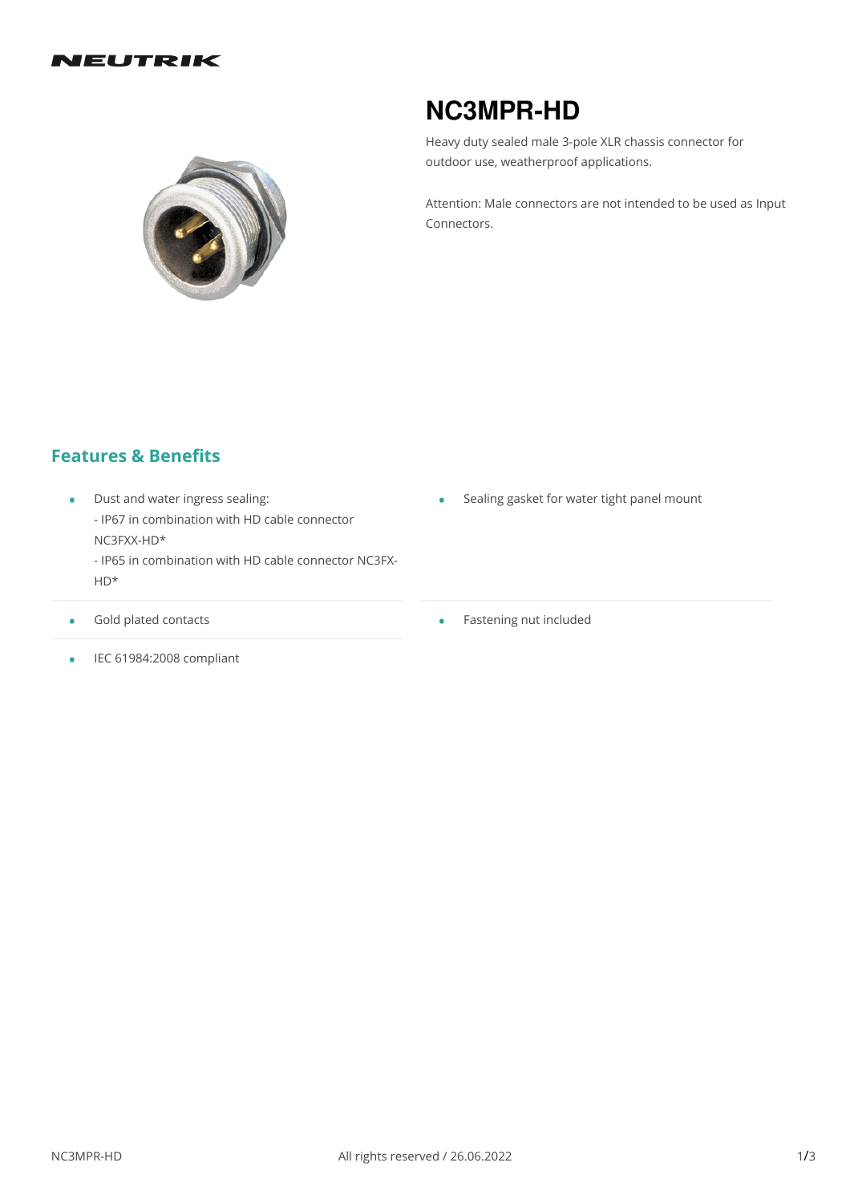NEUTRIK

# NC3MPR-HD

Heavy duty sealed male 3-pole XLR chassis connector for outdoor use, weatherproof applications.

Attention: Male connectors are not intended to be used as Input Connectors.

## Features & Benefits

- Dust and water ingress sealing:
  - IP67 in combination with HD cable connector NC3FXX-HD*
  - IP65 in combination with HD cable connector NC3FX-HD*
- Sealing gasket for water tight panel mount
- Gold plated contacts
- Fastening nut included
- IEC 61984:2008 compliant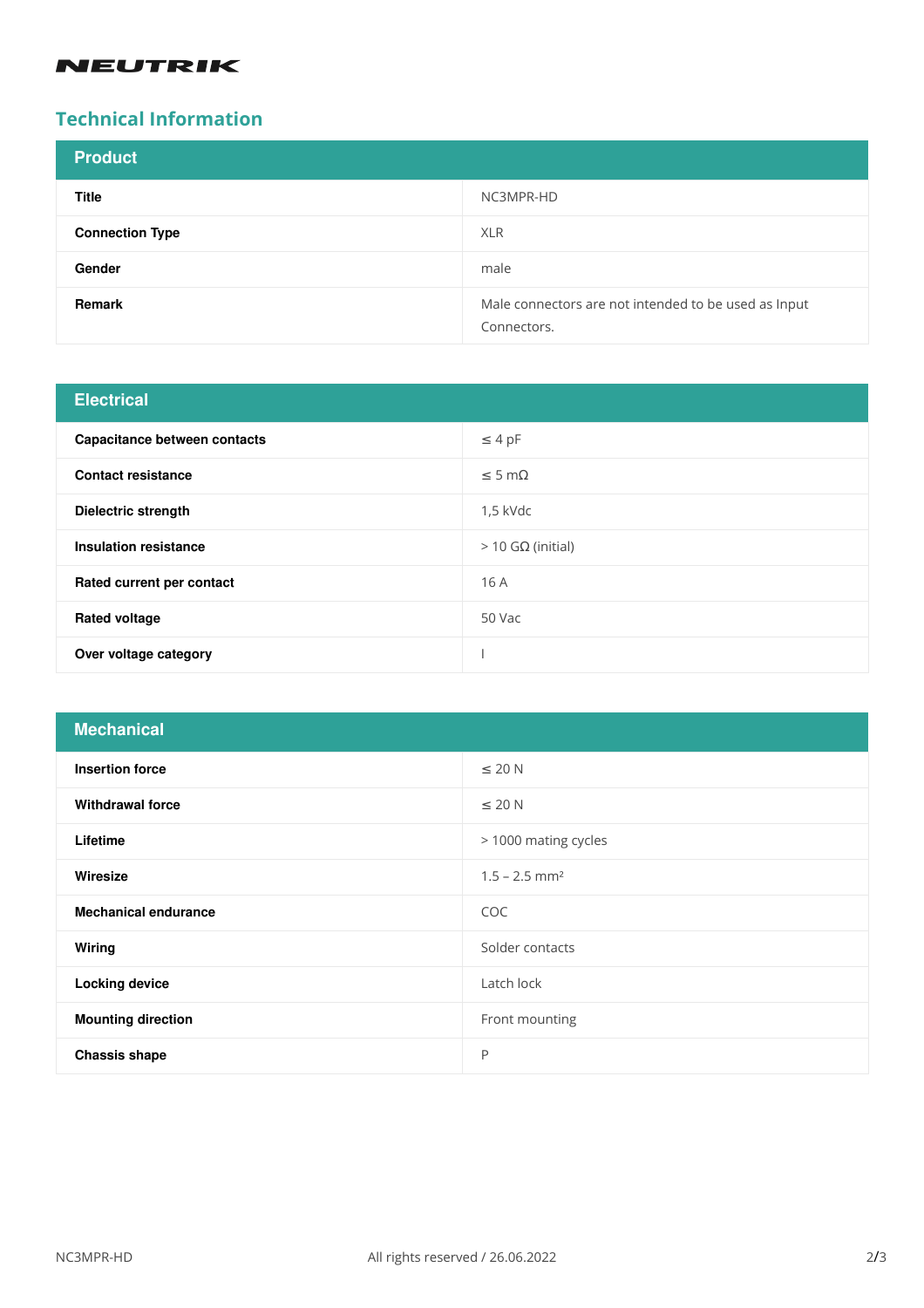NEUTRIK

## Technical Information

| Product | |
|---|---|
| **Title** | NC3MPR-HD |
| **Connection Type** | XLR |
| **Gender** | male |
| **Remark** | Male connectors are not intended to be used as Input Connectors. |

| Electrical | |
|---|---|
| **Capacitance between contacts** | ≤ 4 pF |
| **Contact resistance** | ≤ 5 mΩ |
| **Dielectric strength** | 1,5 kVdc |
| **Insulation resistance** | > 10 GΩ (initial) |
| **Rated current per contact** | 16 A |
| **Rated voltage** | 50 Vac |
| **Over voltage category** | I |

| Mechanical | |
|---|---|
| **Insertion force** | ≤ 20 N |
| **Withdrawal force** | ≤ 20 N |
| **Lifetime** | > 1000 mating cycles |
| **Wiresize** | 1.5 – 2.5 mm² |
| **Mechanical endurance** | COC |
| **Wiring** | Solder contacts |
| **Locking device** | Latch lock |
| **Mounting direction** | Front mounting |
| **Chassis shape** | P |

All rights reserved / 26.06.2022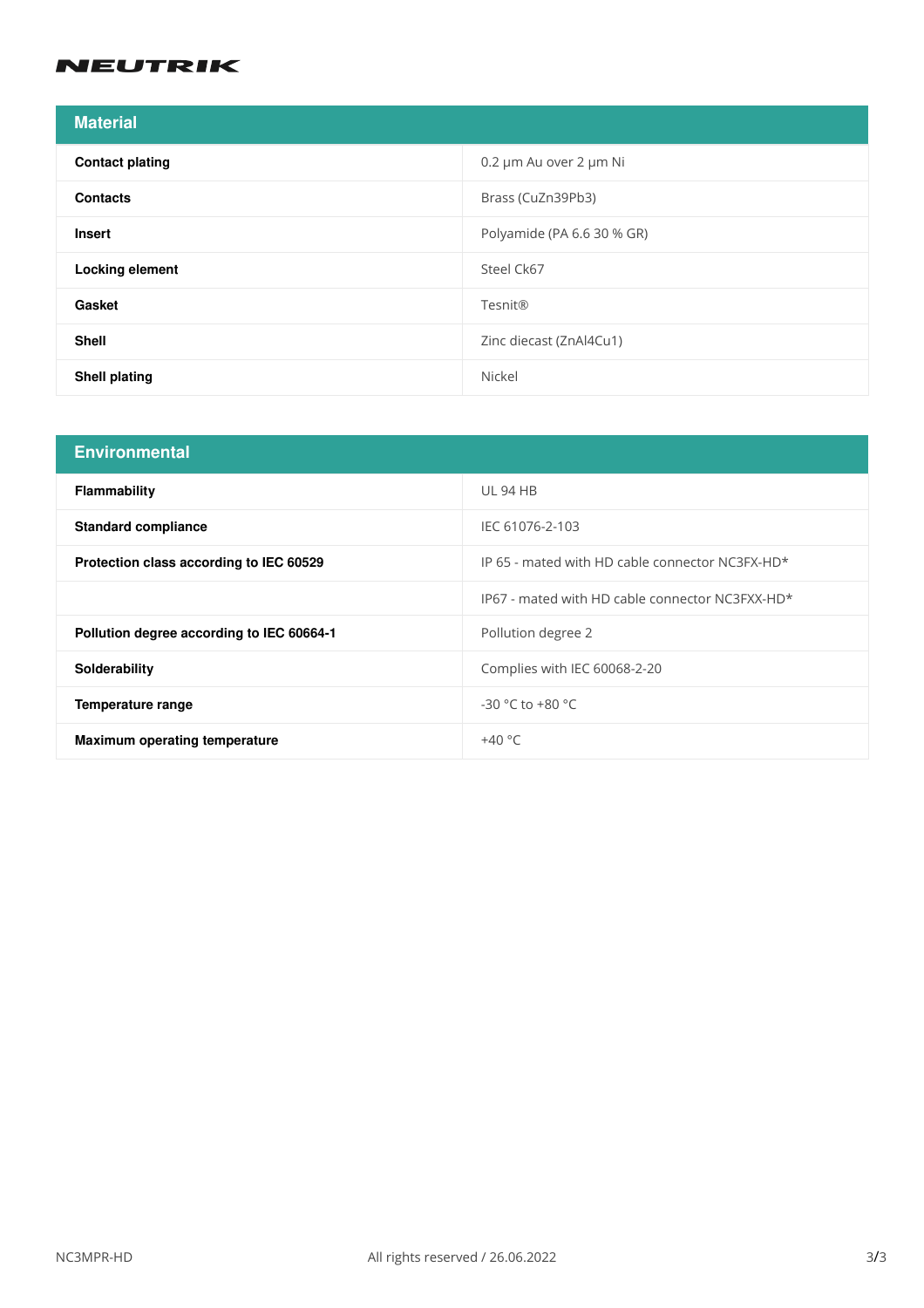## Material

| | |
|---|---|
| **Contact plating** | 0.2 µm Au over 2 µm Ni |
| **Contacts** | Brass (CuZn39Pb3) |
| **Insert** | Polyamide (PA 6.6 30 % GR) |
| **Locking element** | Steel Ck67 |
| **Gasket** | Tesnit® |
| **Shell** | Zinc diecast (ZnAl4Cu1) |
| **Shell plating** | Nickel |

## Environmental

| | |
|---|---|
| **Flammability** | UL 94 HB |
| **Standard compliance** | IEC 61076-2-103 |
| **Protection class according to IEC 60529** | IP 65 - mated with HD cable connector NC3FX-HD* |
| | IP67 - mated with HD cable connector NC3FXX-HD* |
| **Pollution degree according to IEC 60664-1** | Pollution degree 2 |
| **Solderability** | Complies with IEC 60068-2-20 |
| **Temperature range** | -30 °C to +80 °C |
| **Maximum operating temperature** | +40 °C |